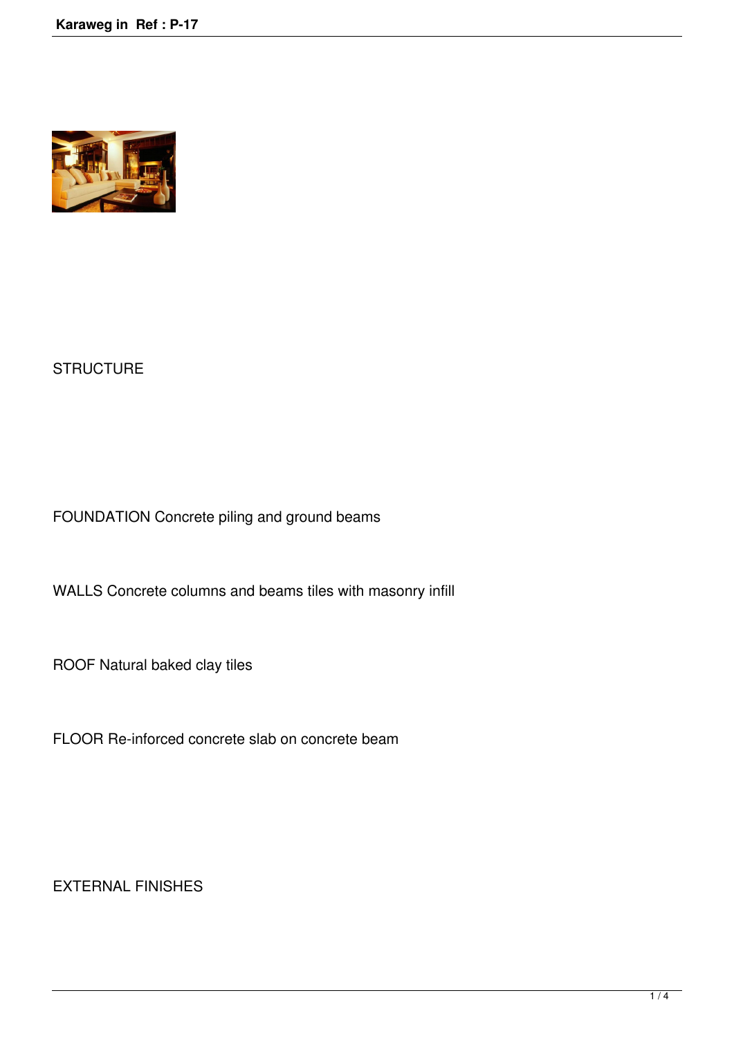## STRUCTURE

FOUNDATION Concrete piling and ground beams

WALLS Concrete columns and beams tiles with masonry infill

ROOF Natural baked clay tiles

FLOOR Re-inforced concrete slab on concrete beam

## EXTERNAL FINISHES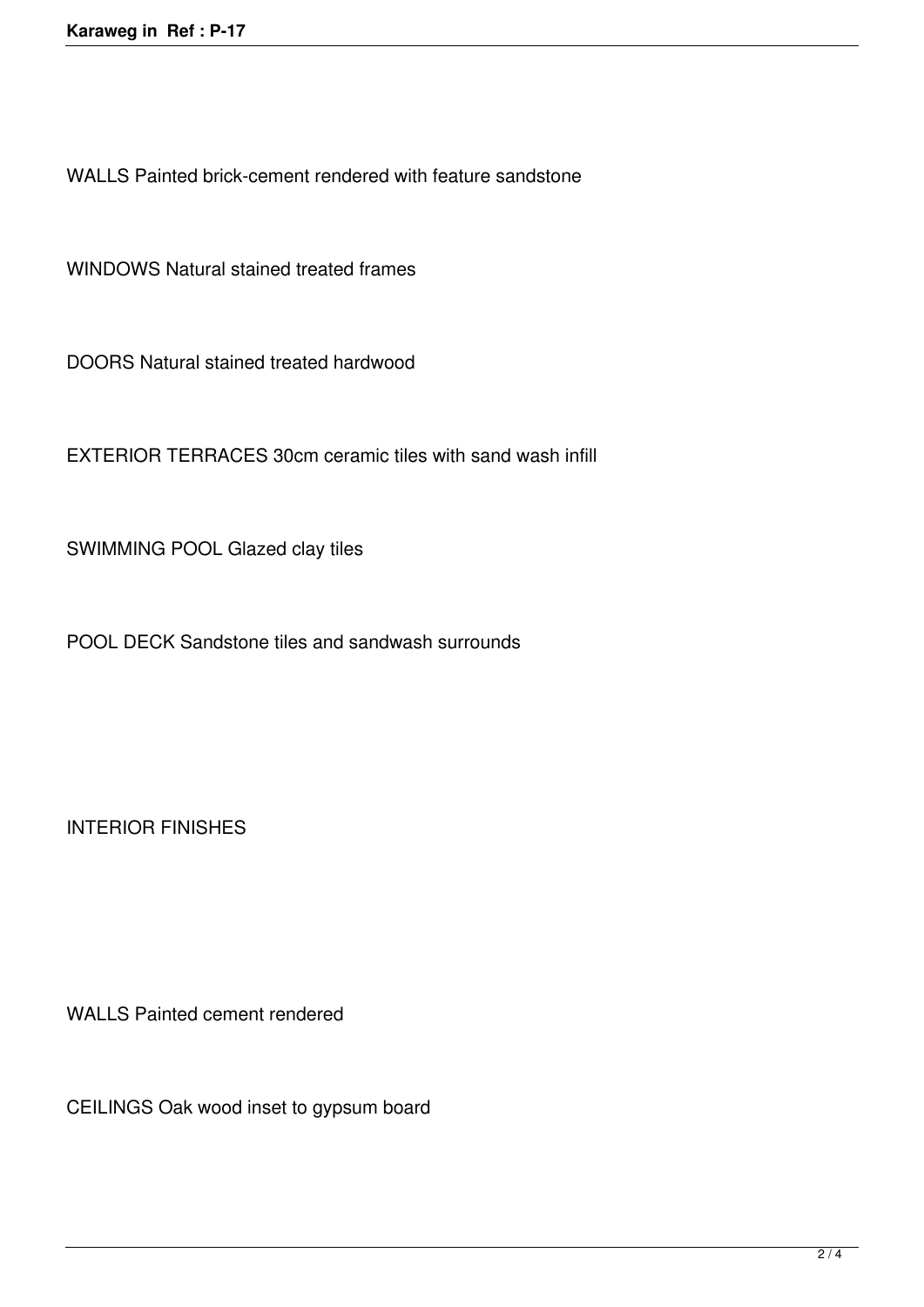WALLS Painted brick-cement rendered with feature sandstone

WINDOWS Natural stained treated frames

DOORS Natural stained treated hardwood

EXTERIOR TERRACES 30cm ceramic tiles with sand wash infill

SWIMMING POOL Glazed clay tiles

POOL DECK Sandstone tiles and sandwash surrounds

INTERIOR FINISHES

WALLS Painted cement rendered

CEILINGS Oak wood inset to gypsum board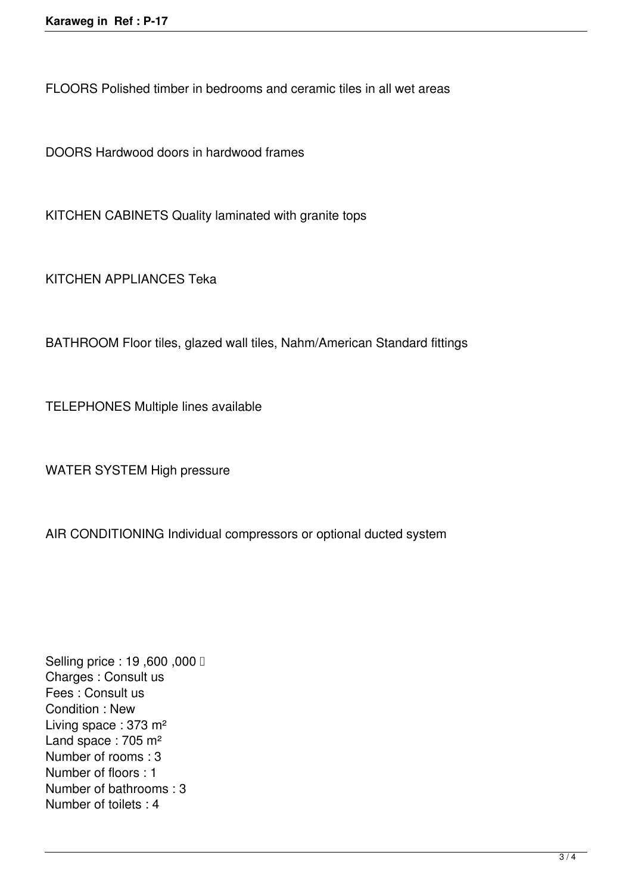FLOORS Polished timber in bedrooms and ceramic tiles in all wet areas

DOORS Hardwood doors in hardwood frames

KITCHEN CABINETS Quality laminated with granite tops

KITCHEN APPLIANCES Teka

BATHROOM Floor tiles, glazed wall tiles, Nahm/American Standard fittings

TELEPHONES Multiple lines available

WATER SYSTEM High pressure

AIR CONDITIONING Individual compressors or optional ducted system

Selling price : 19 ,600 ,000 
Charges : Consult us
Fees : Consult us
Condition : New
Living space : 373 m²
Land space : 705 m²
Number of rooms : 3
Number of floors : 1
Number of bathrooms : 3
Number of toilets : 4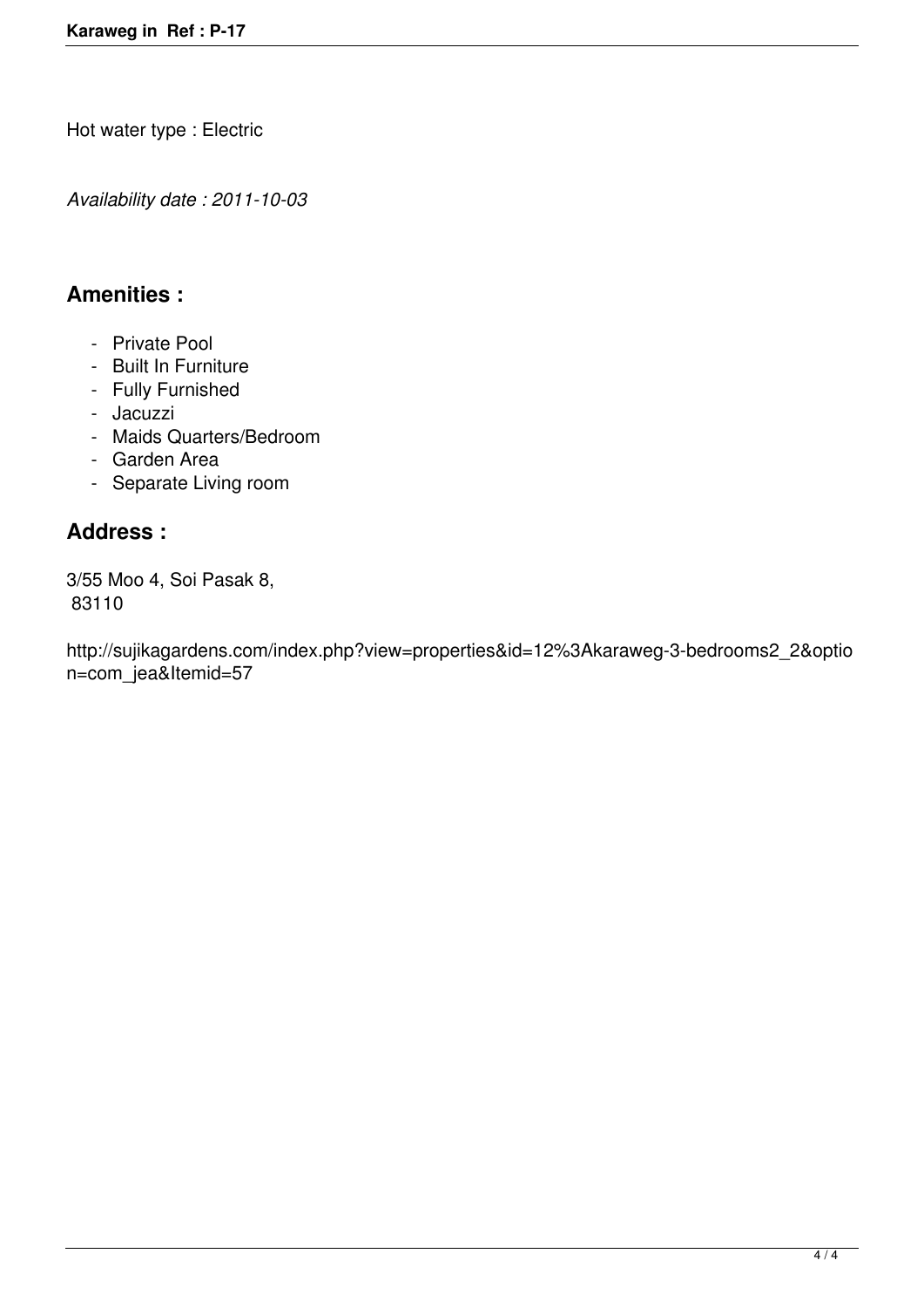Hot water type : Electric

*Availability date : 2011-10-03*

## Amenities :

- Private Pool
- Built In Furniture
- Fully Furnished
- Jacuzzi
- Maids Quarters/Bedroom
- Garden Area
- Separate Living room

## Address :

3/55 Moo 4, Soi Pasak 8,
83110

http://sujikagardens.com/index.php?view=properties&id=12%3Akaraweg-3-bedrooms2_2&option=com_jea&Itemid=57